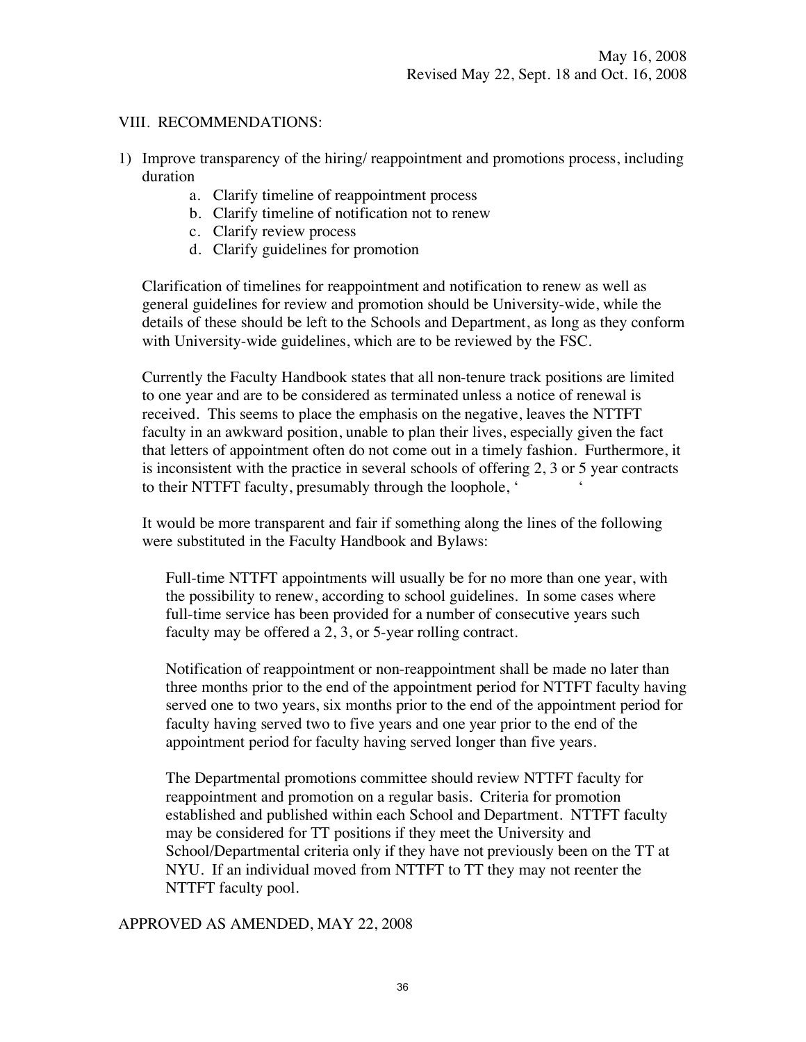May 16, 2008
Revised May 22, Sept. 18 and Oct. 16, 2008

## VIII. RECOMMENDATIONS:

1) Improve transparency of the hiring/ reappointment and promotions process, including duration
    a. Clarify timeline of reappointment process
    b. Clarify timeline of notification not to renew
    c. Clarify review process
    d. Clarify guidelines for promotion

Clarification of timelines for reappointment and notification to renew as well as general guidelines for review and promotion should be University-wide, while the details of these should be left to the Schools and Department, as long as they conform with University-wide guidelines, which are to be reviewed by the FSC.

Currently the Faculty Handbook states that all non-tenure track positions are limited to one year and are to be considered as terminated unless a notice of renewal is received. This seems to place the emphasis on the negative, leaves the NTTFT faculty in an awkward position, unable to plan their lives, especially given the fact that letters of appointment often do not come out in a timely fashion. Furthermore, it is inconsistent with the practice in several schools of offering 2, 3 or 5 year contracts to their NTTFT faculty, presumably through the loophole, ‘ ‘

It would be more transparent and fair if something along the lines of the following were substituted in the Faculty Handbook and Bylaws:

> Full-time NTTFT appointments will usually be for no more than one year, with the possibility to renew, according to school guidelines. In some cases where full-time service has been provided for a number of consecutive years such faculty may be offered a 2, 3, or 5-year rolling contract.
>
> Notification of reappointment or non-reappointment shall be made no later than three months prior to the end of the appointment period for NTTFT faculty having served one to two years, six months prior to the end of the appointment period for faculty having served two to five years and one year prior to the end of the appointment period for faculty having served longer than five years.
>
> The Departmental promotions committee should review NTTFT faculty for reappointment and promotion on a regular basis. Criteria for promotion established and published within each School and Department. NTTFT faculty may be considered for TT positions if they meet the University and School/Departmental criteria only if they have not previously been on the TT at NYU. If an individual moved from NTTFT to TT they may not reenter the NTTFT faculty pool.

APPROVED AS AMENDED, MAY 22, 2008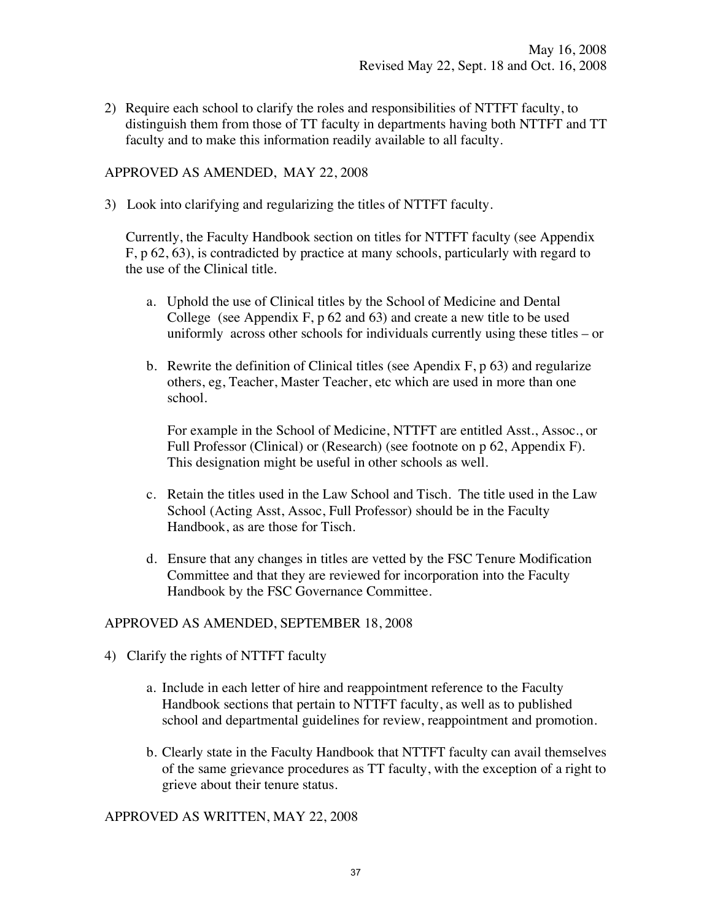May 16, 2008
Revised May 22, Sept. 18 and Oct. 16, 2008

2) Require each school to clarify the roles and responsibilities of NTTFT faculty, to distinguish them from those of TT faculty in departments having both NTTFT and TT faculty and to make this information readily available to all faculty.

APPROVED AS AMENDED, MAY 22, 2008

3) Look into clarifying and regularizing the titles of NTTFT faculty.

   Currently, the Faculty Handbook section on titles for NTTFT faculty (see Appendix F, p 62, 63), is contradicted by practice at many schools, particularly with regard to the use of the Clinical title.

   a. Uphold the use of Clinical titles by the School of Medicine and Dental College (see Appendix F, p 62 and 63) and create a new title to be used uniformly across other schools for individuals currently using these titles – or

   b. Rewrite the definition of Clinical titles (see Apendix F, p 63) and regularize others, eg, Teacher, Master Teacher, etc which are used in more than one school.

      For example in the School of Medicine, NTTFT are entitled Asst., Assoc., or Full Professor (Clinical) or (Research) (see footnote on p 62, Appendix F). This designation might be useful in other schools as well.

   c. Retain the titles used in the Law School and Tisch. The title used in the Law School (Acting Asst, Assoc, Full Professor) should be in the Faculty Handbook, as are those for Tisch.

   d. Ensure that any changes in titles are vetted by the FSC Tenure Modification Committee and that they are reviewed for incorporation into the Faculty Handbook by the FSC Governance Committee.

APPROVED AS AMENDED, SEPTEMBER 18, 2008

4) Clarify the rights of NTTFT faculty

   a. Include in each letter of hire and reappointment reference to the Faculty Handbook sections that pertain to NTTFT faculty, as well as to published school and departmental guidelines for review, reappointment and promotion.

   b. Clearly state in the Faculty Handbook that NTTFT faculty can avail themselves of the same grievance procedures as TT faculty, with the exception of a right to grieve about their tenure status.

APPROVED AS WRITTEN, MAY 22, 2008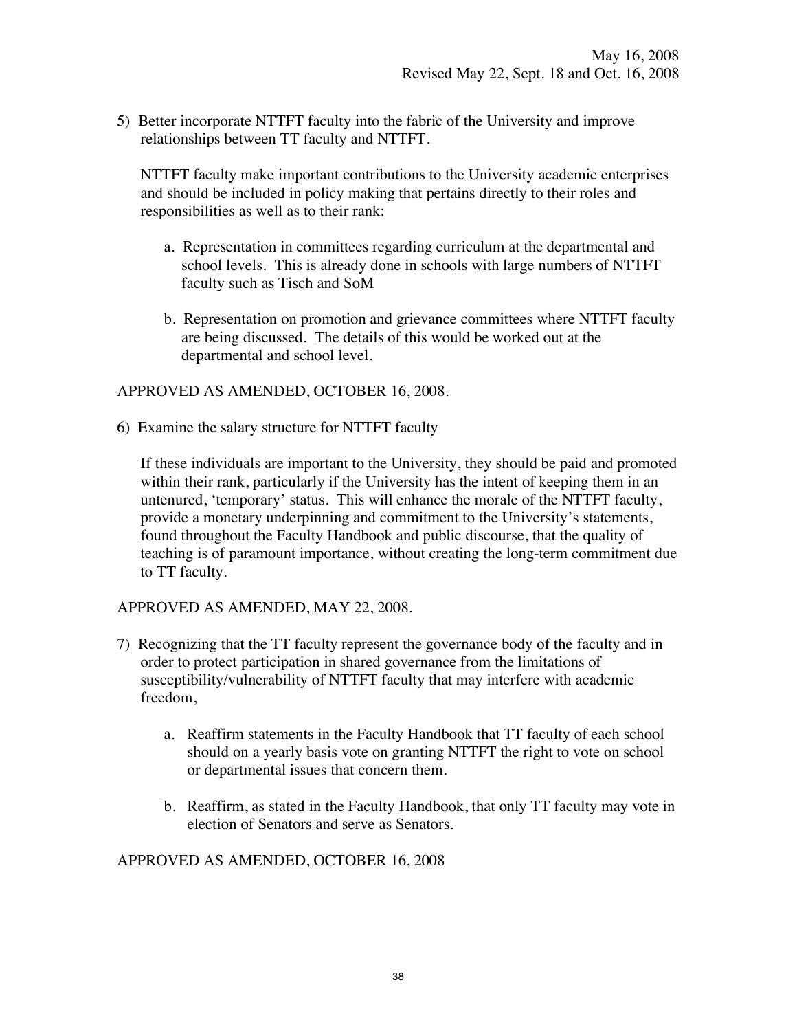May 16, 2008
Revised May 22, Sept. 18 and Oct. 16, 2008

5) Better incorporate NTTFT faculty into the fabric of the University and improve relationships between TT faculty and NTTFT.

   NTTFT faculty make important contributions to the University academic enterprises and should be included in policy making that pertains directly to their roles and responsibilities as well as to their rank:

   a. Representation in committees regarding curriculum at the departmental and school levels. This is already done in schools with large numbers of NTTFT faculty such as Tisch and SoM

   b. Representation on promotion and grievance committees where NTTFT faculty are being discussed. The details of this would be worked out at the departmental and school level.

APPROVED AS AMENDED, OCTOBER 16, 2008.

6) Examine the salary structure for NTTFT faculty

   If these individuals are important to the University, they should be paid and promoted within their rank, particularly if the University has the intent of keeping them in an untenured, 'temporary' status. This will enhance the morale of the NTTFT faculty, provide a monetary underpinning and commitment to the University's statements, found throughout the Faculty Handbook and public discourse, that the quality of teaching is of paramount importance, without creating the long-term commitment due to TT faculty.

APPROVED AS AMENDED, MAY 22, 2008.

7) Recognizing that the TT faculty represent the governance body of the faculty and in order to protect participation in shared governance from the limitations of susceptibility/vulnerability of NTTFT faculty that may interfere with academic freedom,

   a. Reaffirm statements in the Faculty Handbook that TT faculty of each school should on a yearly basis vote on granting NTTFT the right to vote on school or departmental issues that concern them.

   b. Reaffirm, as stated in the Faculty Handbook, that only TT faculty may vote in election of Senators and serve as Senators.

APPROVED AS AMENDED, OCTOBER 16, 2008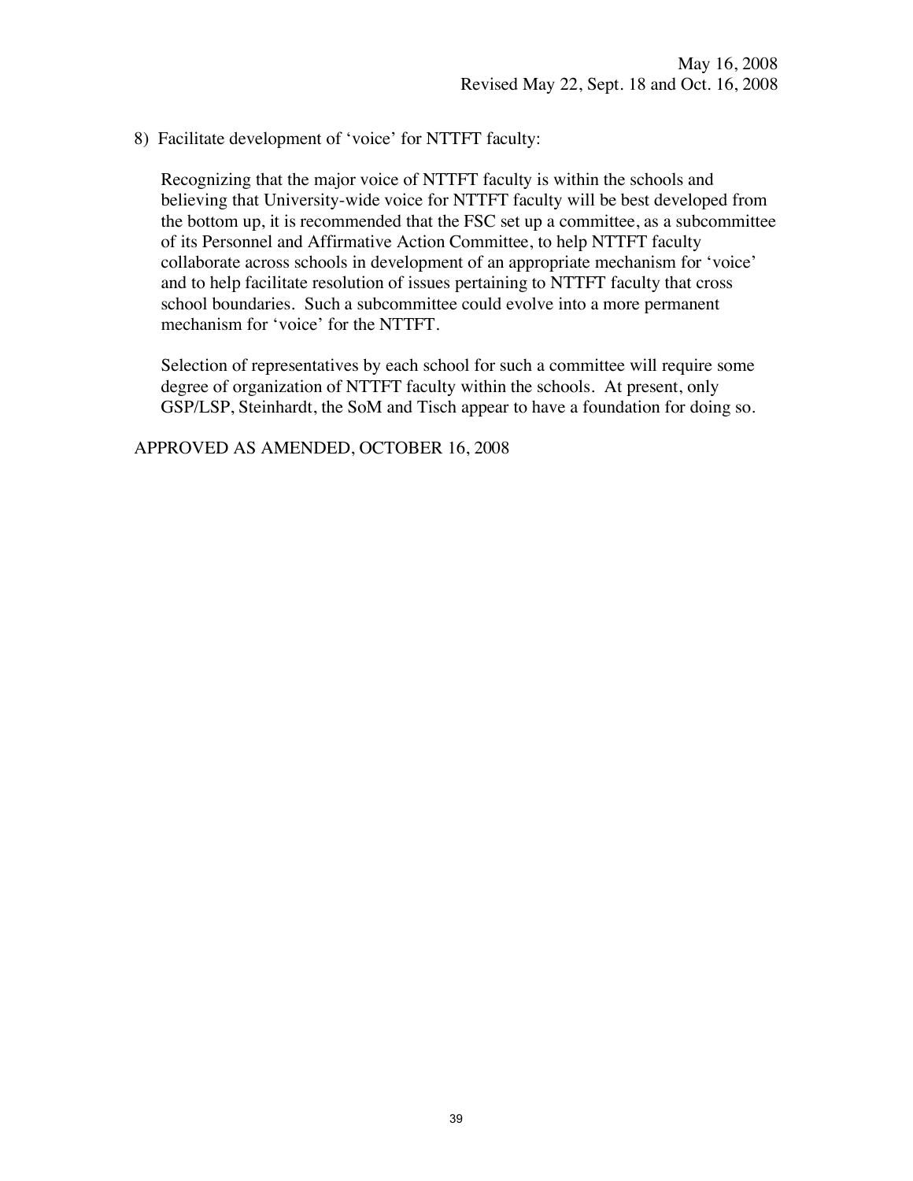8) Facilitate development of 'voice' for NTTFT faculty:

Recognizing that the major voice of NTTFT faculty is within the schools and believing that University-wide voice for NTTFT faculty will be best developed from the bottom up, it is recommended that the FSC set up a committee, as a subcommittee of its Personnel and Affirmative Action Committee, to help NTTFT faculty collaborate across schools in development of an appropriate mechanism for 'voice' and to help facilitate resolution of issues pertaining to NTTFT faculty that cross school boundaries. Such a subcommittee could evolve into a more permanent mechanism for 'voice' for the NTTFT.

Selection of representatives by each school for such a committee will require some degree of organization of NTTFT faculty within the schools. At present, only GSP/LSP, Steinhardt, the SoM and Tisch appear to have a foundation for doing so.

APPROVED AS AMENDED, OCTOBER 16, 2008